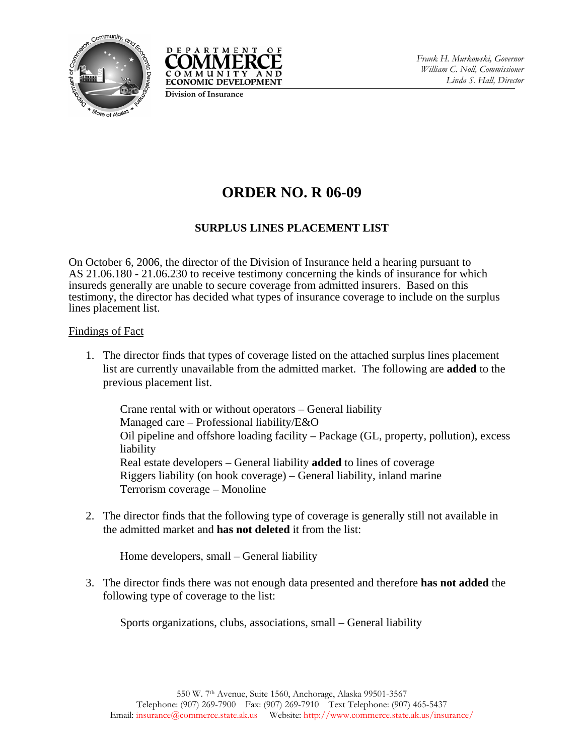DEPARTMENT OF COMMERCE COMMUNITY AND ECONOMIC DEVELOPMENT

Division of Insurance

*Frank H. Murkowski, Governor*
*William C. Noll, Commissioner*
*Linda S. Hall, Director*

# ORDER NO. R 06-09

## SURPLUS LINES PLACEMENT LIST

On October 6, 2006, the director of the Division of Insurance held a hearing pursuant to AS 21.06.180 - 21.06.230 to receive testimony concerning the kinds of insurance for which insureds generally are unable to secure coverage from admitted insurers. Based on this testimony, the director has decided what types of insurance coverage to include on the surplus lines placement list.

Findings of Fact

1. The director finds that types of coverage listed on the attached surplus lines placement list are currently unavailable from the admitted market. The following are **added** to the previous placement list.

   Crane rental with or without operators – General liability
   Managed care – Professional liability/E&O
   Oil pipeline and offshore loading facility – Package (GL, property, pollution), excess liability
   Real estate developers – General liability **added** to lines of coverage
   Riggers liability (on hook coverage) – General liability, inland marine
   Terrorism coverage – Monoline

2. The director finds that the following type of coverage is generally still not available in the admitted market and **has not deleted** it from the list:

   Home developers, small – General liability

3. The director finds there was not enough data presented and therefore **has not added** the following type of coverage to the list:

   Sports organizations, clubs, associations, small – General liability

550 W. 7th Avenue, Suite 1560, Anchorage, Alaska 99501-3567
Telephone: (907) 269-7900 Fax: (907) 269-7910 Text Telephone: (907) 465-5437
Email: insurance@commerce.state.ak.us Website: http://www.commerce.state.ak.us/insurance/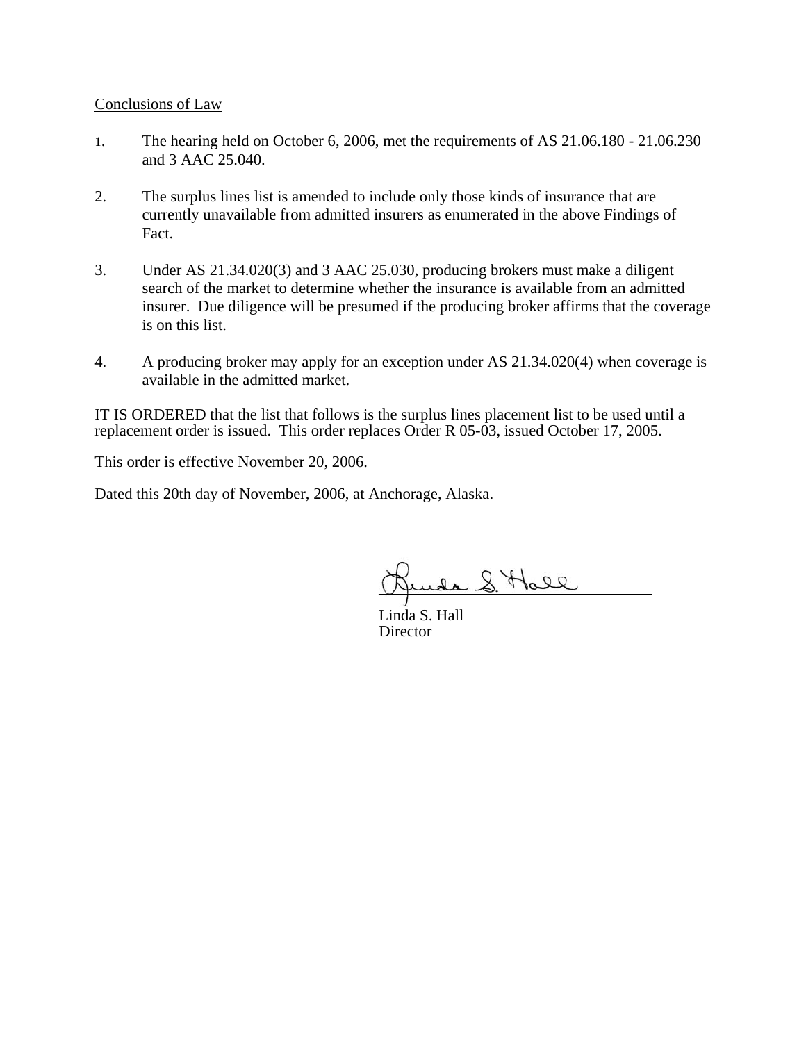Conclusions of Law

1. The hearing held on October 6, 2006, met the requirements of AS 21.06.180 - 21.06.230 and 3 AAC 25.040.

2. The surplus lines list is amended to include only those kinds of insurance that are currently unavailable from admitted insurers as enumerated in the above Findings of Fact.

3. Under AS 21.34.020(3) and 3 AAC 25.030, producing brokers must make a diligent search of the market to determine whether the insurance is available from an admitted insurer. Due diligence will be presumed if the producing broker affirms that the coverage is on this list.

4. A producing broker may apply for an exception under AS 21.34.020(4) when coverage is available in the admitted market.

IT IS ORDERED that the list that follows is the surplus lines placement list to be used until a replacement order is issued. This order replaces Order R 05-03, issued October 17, 2005.

This order is effective November 20, 2006.

Dated this 20th day of November, 2006, at Anchorage, Alaska.

Linda S. Hall
Director